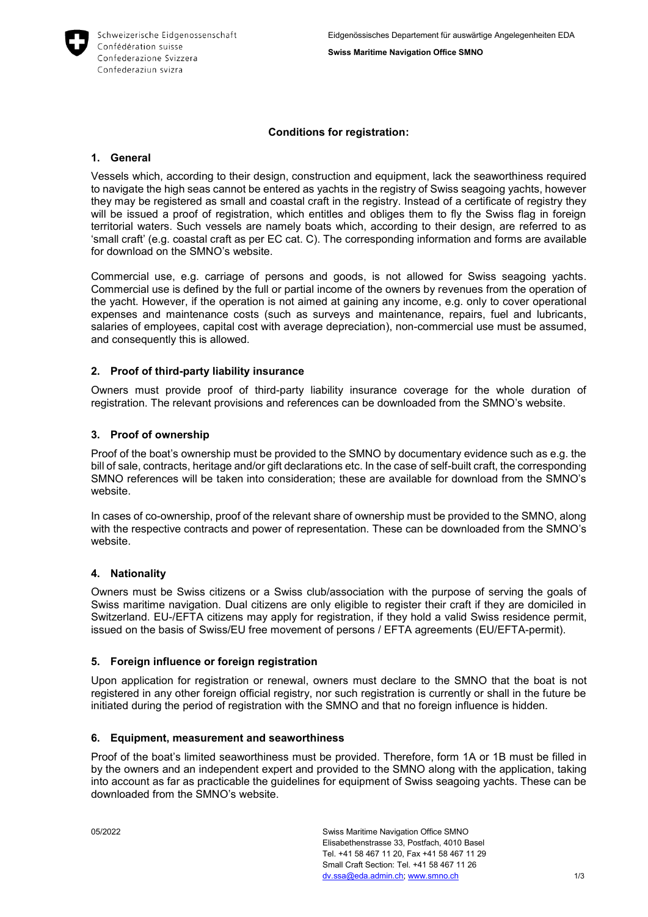## Conditions for registration:

### 1. General

Vessels which, according to their design, construction and equipment, lack the seaworthiness required to navigate the high seas cannot be entered as yachts in the registry of Swiss seagoing yachts, however they may be registered as small and coastal craft in the registry. Instead of a certificate of registry they will be issued a proof of registration, which entitles and obliges them to fly the Swiss flag in foreign territorial waters. Such vessels are namely boats which, according to their design, are referred to as 'small craft' (e.g. coastal craft as per EC cat. C). The corresponding information and forms are available for download on the SMNO's website.

Commercial use, e.g. carriage of persons and goods, is not allowed for Swiss seagoing yachts. Commercial use is defined by the full or partial income of the owners by revenues from the operation of the yacht. However, if the operation is not aimed at gaining any income, e.g. only to cover operational expenses and maintenance costs (such as surveys and maintenance, repairs, fuel and lubricants, salaries of employees, capital cost with average depreciation), non-commercial use must be assumed, and consequently this is allowed.

### 2. Proof of third-party liability insurance

Owners must provide proof of third-party liability insurance coverage for the whole duration of registration. The relevant provisions and references can be downloaded from the SMNO's website.

### 3. Proof of ownership

Proof of the boat's ownership must be provided to the SMNO by documentary evidence such as e.g. the bill of sale, contracts, heritage and/or gift declarations etc. In the case of self-built craft, the corresponding SMNO references will be taken into consideration; these are available for download from the SMNO's website.

In cases of co-ownership, proof of the relevant share of ownership must be provided to the SMNO, along with the respective contracts and power of representation. These can be downloaded from the SMNO's website.

### 4. Nationality

Owners must be Swiss citizens or a Swiss club/association with the purpose of serving the goals of Swiss maritime navigation. Dual citizens are only eligible to register their craft if they are domiciled in Switzerland. EU-/EFTA citizens may apply for registration, if they hold a valid Swiss residence permit, issued on the basis of Swiss/EU free movement of persons / EFTA agreements (EU/EFTA-permit).

### 5. Foreign influence or foreign registration

Upon application for registration or renewal, owners must declare to the SMNO that the boat is not registered in any other foreign official registry, nor such registration is currently or shall in the future be initiated during the period of registration with the SMNO and that no foreign influence is hidden.

### 6. Equipment, measurement and seaworthiness

Proof of the boat's limited seaworthiness must be provided. Therefore, form 1A or 1B must be filled in by the owners and an independent expert and provided to the SMNO along with the application, taking into account as far as practicable the guidelines for equipment of Swiss seagoing yachts. These can be downloaded from the SMNO's website.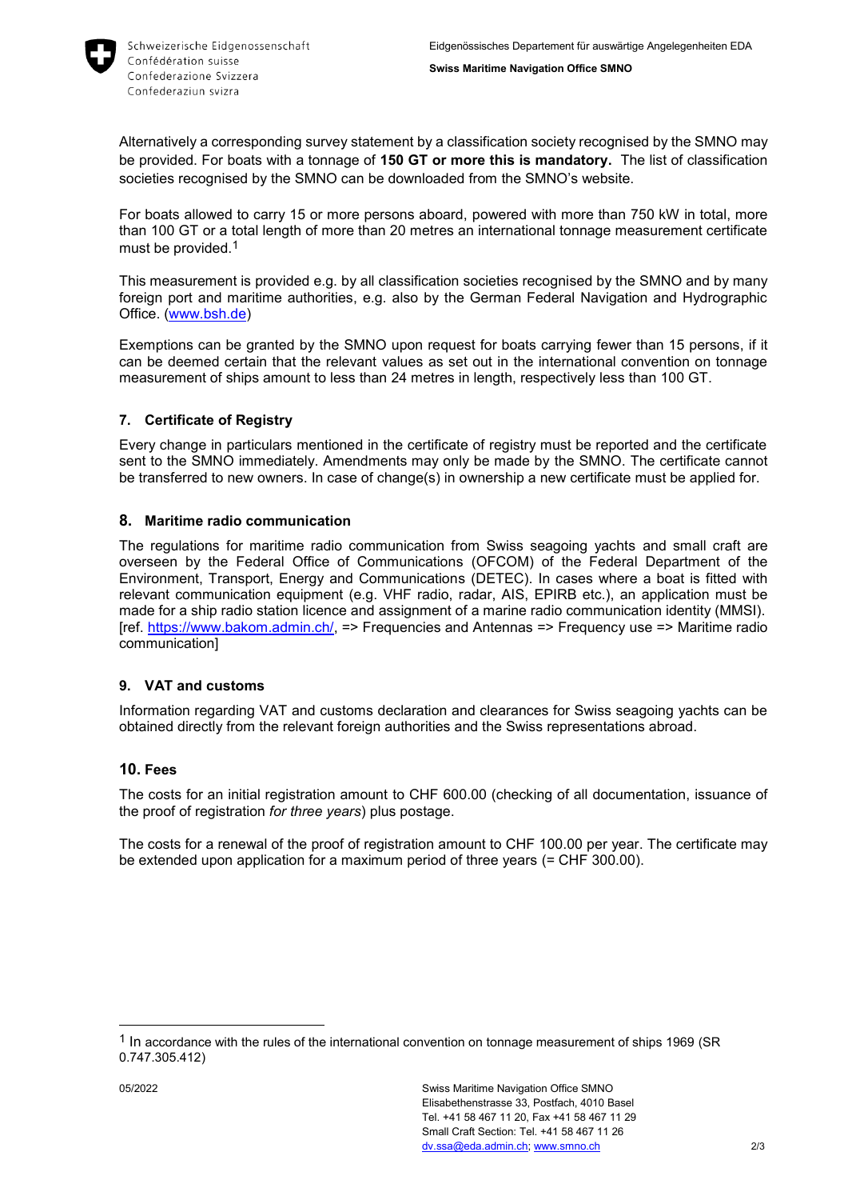Alternatively a corresponding survey statement by a classification society recognised by the SMNO may be provided. For boats with a tonnage of **150 GT or more this is mandatory.** The list of classification societies recognised by the SMNO can be downloaded from the SMNO's website.

For boats allowed to carry 15 or more persons aboard, powered with more than 750 kW in total, more than 100 GT or a total length of more than 20 metres an international tonnage measurement certificate must be provided.[1]

This measurement is provided e.g. by all classification societies recognised by the SMNO and by many foreign port and maritime authorities, e.g. also by the German Federal Navigation and Hydrographic Office. (www.bsh.de)

Exemptions can be granted by the SMNO upon request for boats carrying fewer than 15 persons, if it can be deemed certain that the relevant values as set out in the international convention on tonnage measurement of ships amount to less than 24 metres in length, respectively less than 100 GT.

### 7. Certificate of Registry

Every change in particulars mentioned in the certificate of registry must be reported and the certificate sent to the SMNO immediately. Amendments may only be made by the SMNO. The certificate cannot be transferred to new owners. In case of change(s) in ownership a new certificate must be applied for.

### 8. Maritime radio communication

The regulations for maritime radio communication from Swiss seagoing yachts and small craft are overseen by the Federal Office of Communications (OFCOM) of the Federal Department of the Environment, Transport, Energy and Communications (DETEC). In cases where a boat is fitted with relevant communication equipment (e.g. VHF radio, radar, AIS, EPIRB etc.), an application must be made for a ship radio station licence and assignment of a marine radio communication identity (MMSI). [ref. https://www.bakom.admin.ch/, => Frequencies and Antennas => Frequency use => Maritime radio communication]

### 9. VAT and customs

Information regarding VAT and customs declaration and clearances for Swiss seagoing yachts can be obtained directly from the relevant foreign authorities and the Swiss representations abroad.

### 10. Fees

The costs for an initial registration amount to CHF 600.00 (checking of all documentation, issuance of the proof of registration *for three years*) plus postage.

The costs for a renewal of the proof of registration amount to CHF 100.00 per year. The certificate may be extended upon application for a maximum period of three years (= CHF 300.00).

---

[1] In accordance with the rules of the international convention on tonnage measurement of ships 1969 (SR 0.747.305.412)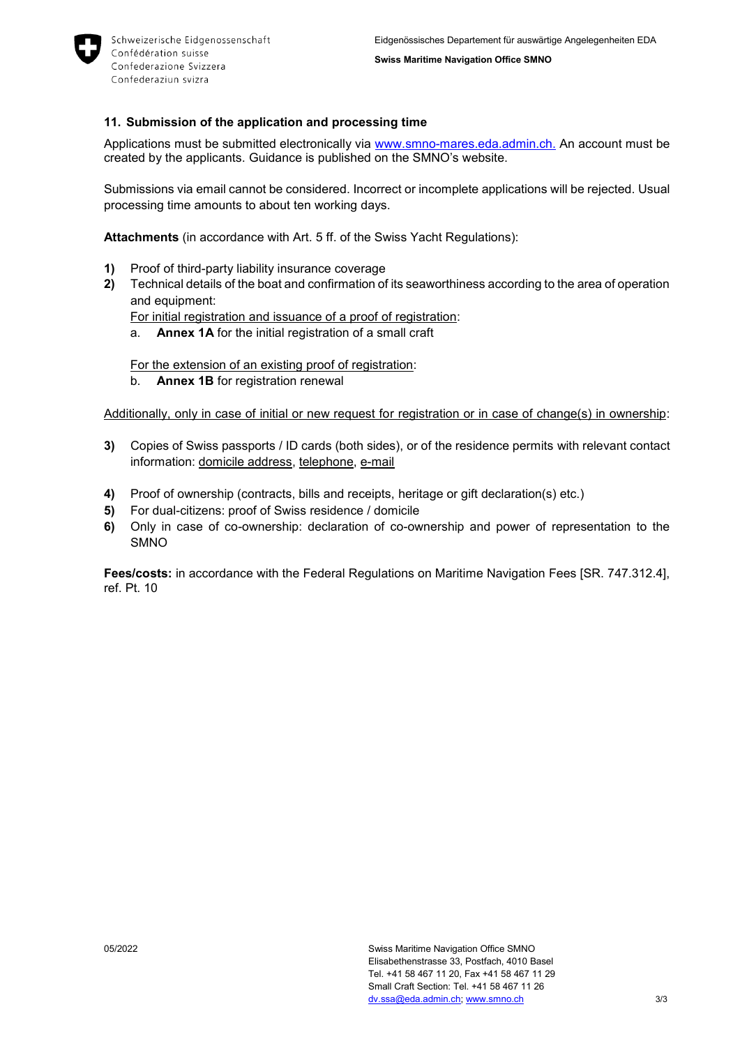## 11. Submission of the application and processing time

Applications must be submitted electronically via [www.smno-mares.eda.admin.ch.](www.smno-mares.eda.admin.ch) An account must be created by the applicants. Guidance is published on the SMNO's website.

Submissions via email cannot be considered. Incorrect or incomplete applications will be rejected. Usual processing time amounts to about ten working days.

**Attachments** (in accordance with Art. 5 ff. of the Swiss Yacht Regulations):

**1)** Proof of third-party liability insurance coverage

**2)** Technical details of the boat and confirmation of its seaworthiness according to the area of operation and equipment:

For initial registration and issuance of a proof of registration:

a. **Annex 1A** for the initial registration of a small craft

For the extension of an existing proof of registration:

b. **Annex 1B** for registration renewal

Additionally, only in case of initial or new request for registration or in case of change(s) in ownership:

**3)** Copies of Swiss passports / ID cards (both sides), or of the residence permits with relevant contact information: domicile address, telephone, e-mail

**4)** Proof of ownership (contracts, bills and receipts, heritage or gift declaration(s) etc.)

**5)** For dual-citizens: proof of Swiss residence / domicile

**6)** Only in case of co-ownership: declaration of co-ownership and power of representation to the SMNO

**Fees/costs:** in accordance with the Federal Regulations on Maritime Navigation Fees [SR. 747.312.4], ref. Pt. 10

05/2022

Swiss Maritime Navigation Office SMNO
Elisabethenstrasse 33, Postfach, 4010 Basel
Tel. +41 58 467 11 20, Fax +41 58 467 11 29
Small Craft Section: Tel. +41 58 467 11 26
dv.ssa@eda.admin.ch; www.smno.ch